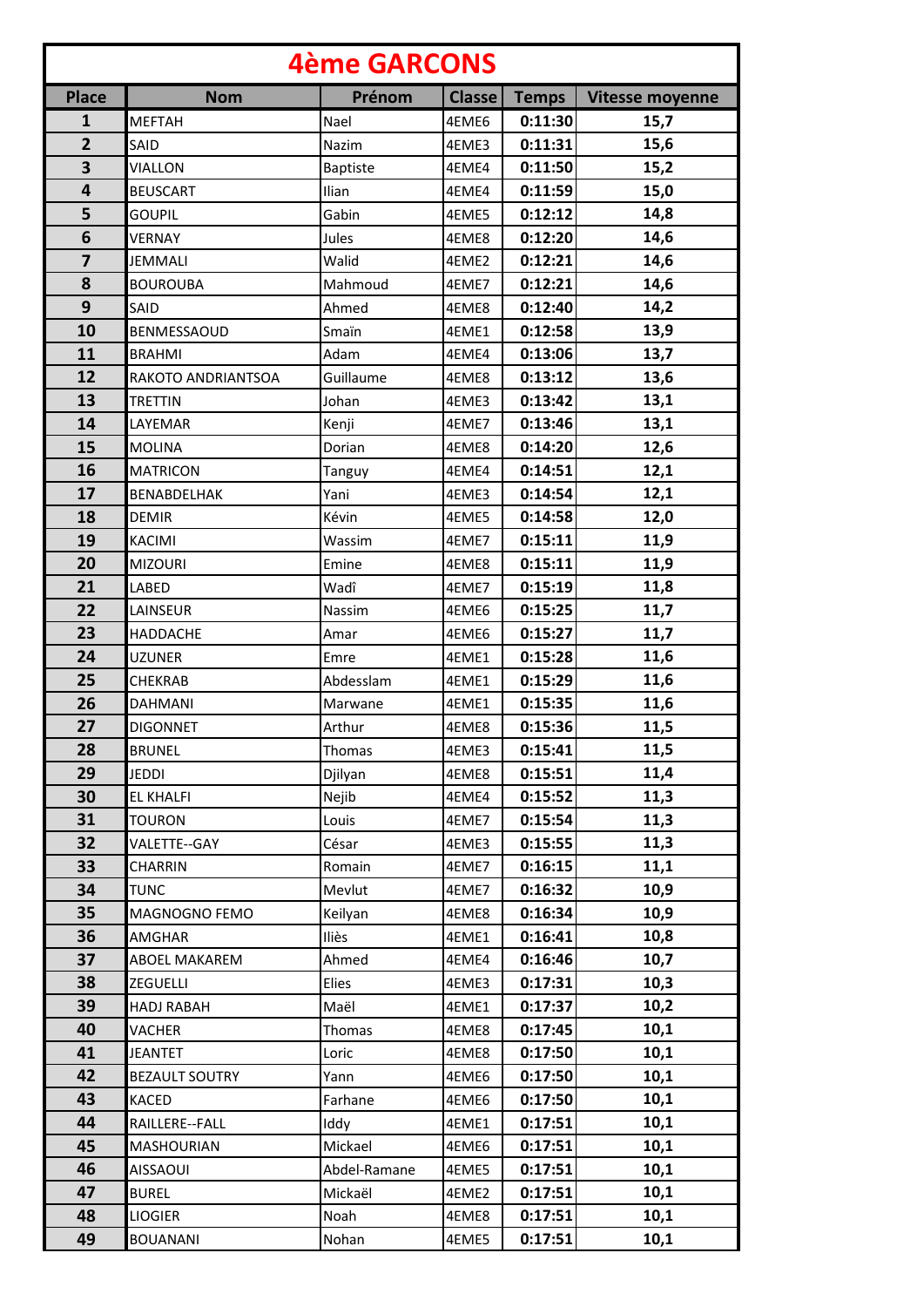# 4ème GARCONS

| Place | Nom | Prénom | Classe | Temps | Vitesse moyenne |
|---|---|---|---|---|---|
| 1 | MEFTAH | Nael | 4EME6 | 0:11:30 | 15,7 |
| 2 | SAID | Nazim | 4EME3 | 0:11:31 | 15,6 |
| 3 | VIALLON | Baptiste | 4EME4 | 0:11:50 | 15,2 |
| 4 | BEUSCART | Ilian | 4EME4 | 0:11:59 | 15,0 |
| 5 | GOUPIL | Gabin | 4EME5 | 0:12:12 | 14,8 |
| 6 | VERNAY | Jules | 4EME8 | 0:12:20 | 14,6 |
| 7 | JEMMALI | Walid | 4EME2 | 0:12:21 | 14,6 |
| 8 | BOUROUBA | Mahmoud | 4EME7 | 0:12:21 | 14,6 |
| 9 | SAID | Ahmed | 4EME8 | 0:12:40 | 14,2 |
| 10 | BENMESSAOUD | Smaïn | 4EME1 | 0:12:58 | 13,9 |
| 11 | BRAHMI | Adam | 4EME4 | 0:13:06 | 13,7 |
| 12 | RAKOTO ANDRIANTSOA | Guillaume | 4EME8 | 0:13:12 | 13,6 |
| 13 | TRETTIN | Johan | 4EME3 | 0:13:42 | 13,1 |
| 14 | LAYEMAR | Kenji | 4EME7 | 0:13:46 | 13,1 |
| 15 | MOLINA | Dorian | 4EME8 | 0:14:20 | 12,6 |
| 16 | MATRICON | Tanguy | 4EME4 | 0:14:51 | 12,1 |
| 17 | BENABDELHAK | Yani | 4EME3 | 0:14:54 | 12,1 |
| 18 | DEMIR | Kévin | 4EME5 | 0:14:58 | 12,0 |
| 19 | KACIMI | Wassim | 4EME7 | 0:15:11 | 11,9 |
| 20 | MIZOURI | Emine | 4EME8 | 0:15:11 | 11,9 |
| 21 | LABED | Wadî | 4EME7 | 0:15:19 | 11,8 |
| 22 | LAINSEUR | Nassim | 4EME6 | 0:15:25 | 11,7 |
| 23 | HADDACHE | Amar | 4EME6 | 0:15:27 | 11,7 |
| 24 | UZUNER | Emre | 4EME1 | 0:15:28 | 11,6 |
| 25 | CHEKRAB | Abdesslam | 4EME1 | 0:15:29 | 11,6 |
| 26 | DAHMANI | Marwane | 4EME1 | 0:15:35 | 11,6 |
| 27 | DIGONNET | Arthur | 4EME8 | 0:15:36 | 11,5 |
| 28 | BRUNEL | Thomas | 4EME3 | 0:15:41 | 11,5 |
| 29 | JEDDI | Djilyan | 4EME8 | 0:15:51 | 11,4 |
| 30 | EL KHALFI | Nejib | 4EME4 | 0:15:52 | 11,3 |
| 31 | TOURON | Louis | 4EME7 | 0:15:54 | 11,3 |
| 32 | VALETTE--GAY | César | 4EME3 | 0:15:55 | 11,3 |
| 33 | CHARRIN | Romain | 4EME7 | 0:16:15 | 11,1 |
| 34 | TUNC | Mevlut | 4EME7 | 0:16:32 | 10,9 |
| 35 | MAGNOGNO FEMO | Keilyan | 4EME8 | 0:16:34 | 10,9 |
| 36 | AMGHAR | Iliès | 4EME1 | 0:16:41 | 10,8 |
| 37 | ABOEL MAKAREM | Ahmed | 4EME4 | 0:16:46 | 10,7 |
| 38 | ZEGUELLI | Elies | 4EME3 | 0:17:31 | 10,3 |
| 39 | HADJ RABAH | Maël | 4EME1 | 0:17:37 | 10,2 |
| 40 | VACHER | Thomas | 4EME8 | 0:17:45 | 10,1 |
| 41 | JEANTET | Loric | 4EME8 | 0:17:50 | 10,1 |
| 42 | BEZAULT SOUTRY | Yann | 4EME6 | 0:17:50 | 10,1 |
| 43 | KACED | Farhane | 4EME6 | 0:17:50 | 10,1 |
| 44 | RAILLERE--FALL | Iddy | 4EME1 | 0:17:51 | 10,1 |
| 45 | MASHOURIAN | Mickael | 4EME6 | 0:17:51 | 10,1 |
| 46 | AISSAOUI | Abdel-Ramane | 4EME5 | 0:17:51 | 10,1 |
| 47 | BUREL | Mickaël | 4EME2 | 0:17:51 | 10,1 |
| 48 | LIOGIER | Noah | 4EME8 | 0:17:51 | 10,1 |
| 49 | BOUANANI | Nohan | 4EME5 | 0:17:51 | 10,1 |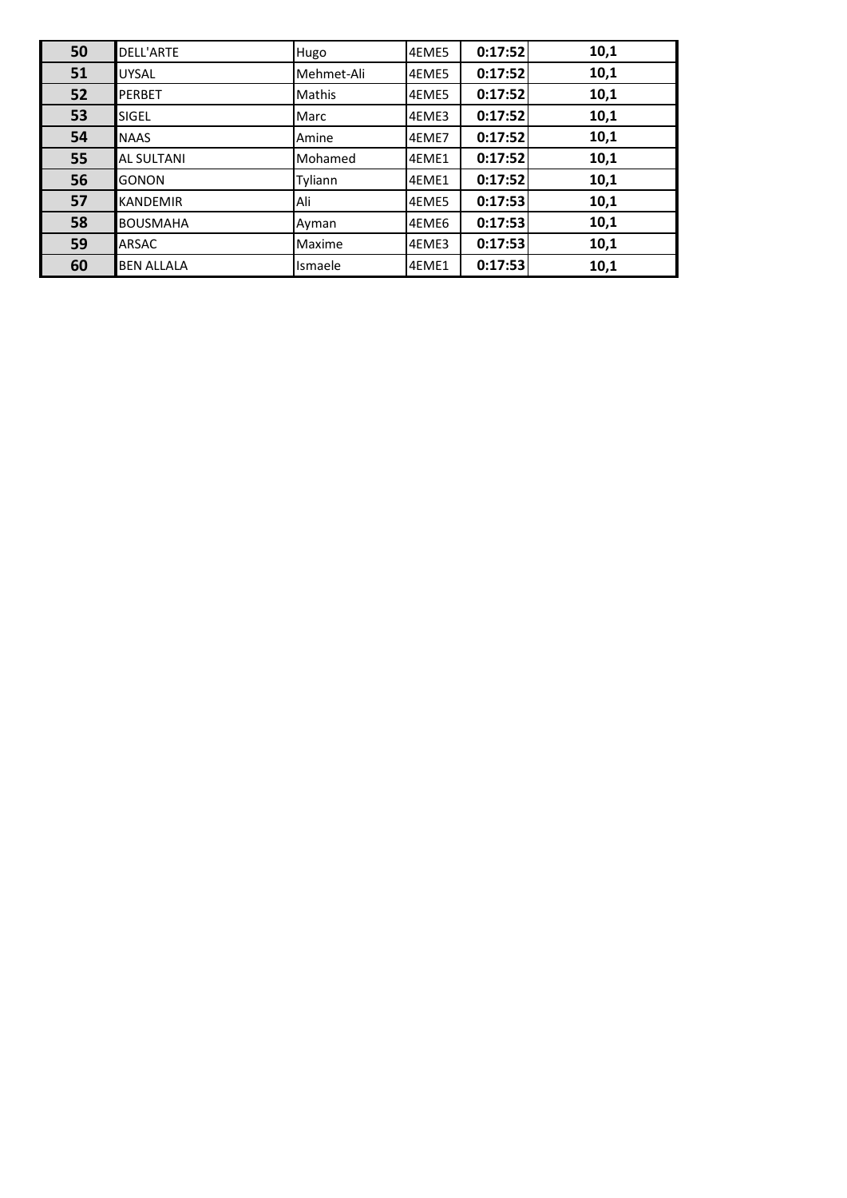| | | | | | |
|---|---|---|---|---|---|
| **50** | DELL'ARTE | Hugo | 4EME5 | **0:17:52** | **10,1** |
| **51** | UYSAL | Mehmet-Ali | 4EME5 | **0:17:52** | **10,1** |
| **52** | PERBET | Mathis | 4EME5 | **0:17:52** | **10,1** |
| **53** | SIGEL | Marc | 4EME3 | **0:17:52** | **10,1** |
| **54** | NAAS | Amine | 4EME7 | **0:17:52** | **10,1** |
| **55** | AL SULTANI | Mohamed | 4EME1 | **0:17:52** | **10,1** |
| **56** | GONON | Tyliann | 4EME1 | **0:17:52** | **10,1** |
| **57** | KANDEMIR | Ali | 4EME5 | **0:17:53** | **10,1** |
| **58** | BOUSMAHA | Ayman | 4EME6 | **0:17:53** | **10,1** |
| **59** | ARSAC | Maxime | 4EME3 | **0:17:53** | **10,1** |
| **60** | BEN ALLALA | Ismaele | 4EME1 | **0:17:53** | **10,1** |